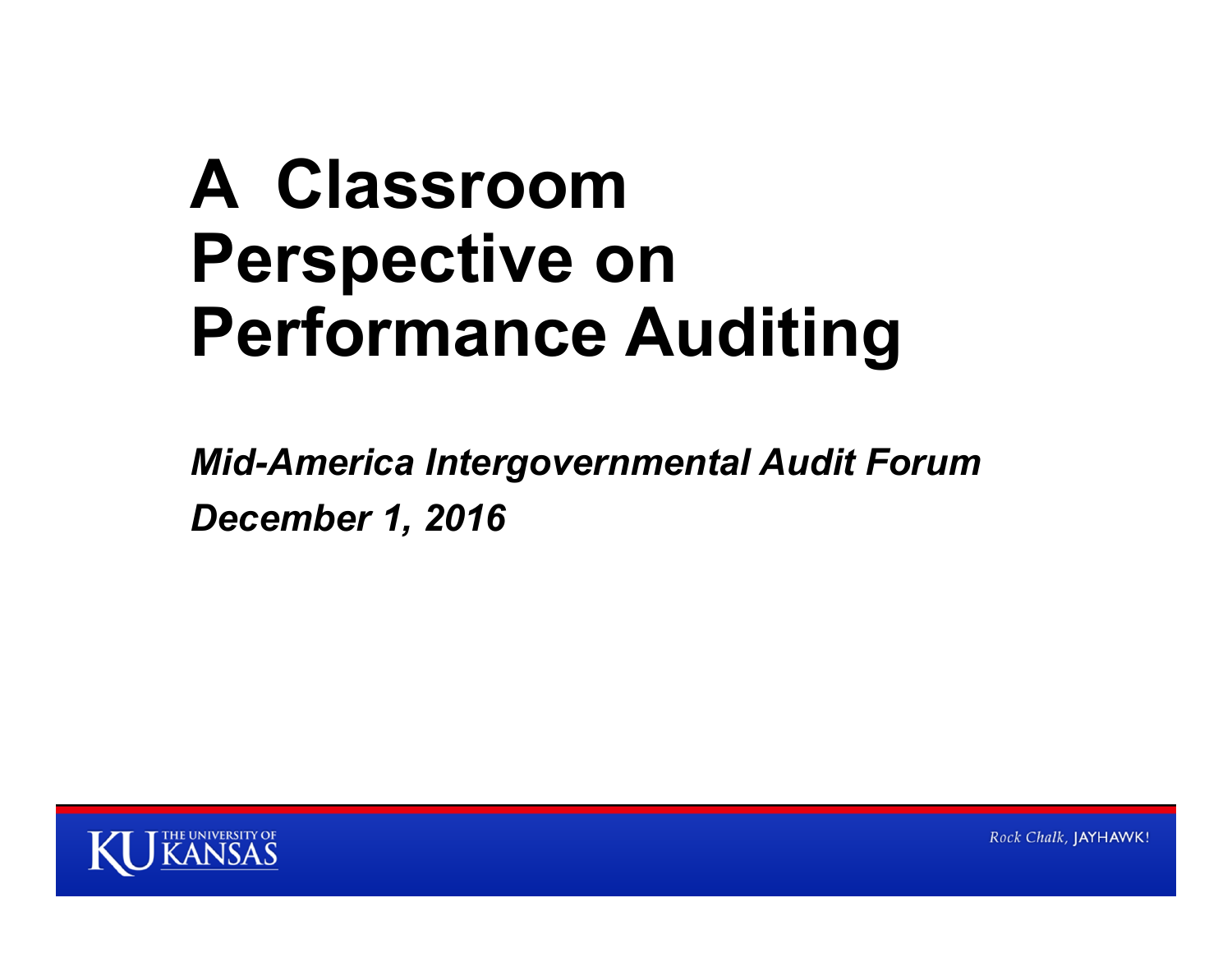# A Classroom Perspective on Performance Auditing

***Mid-America Intergovernmental Audit Forum***

***December 1, 2016***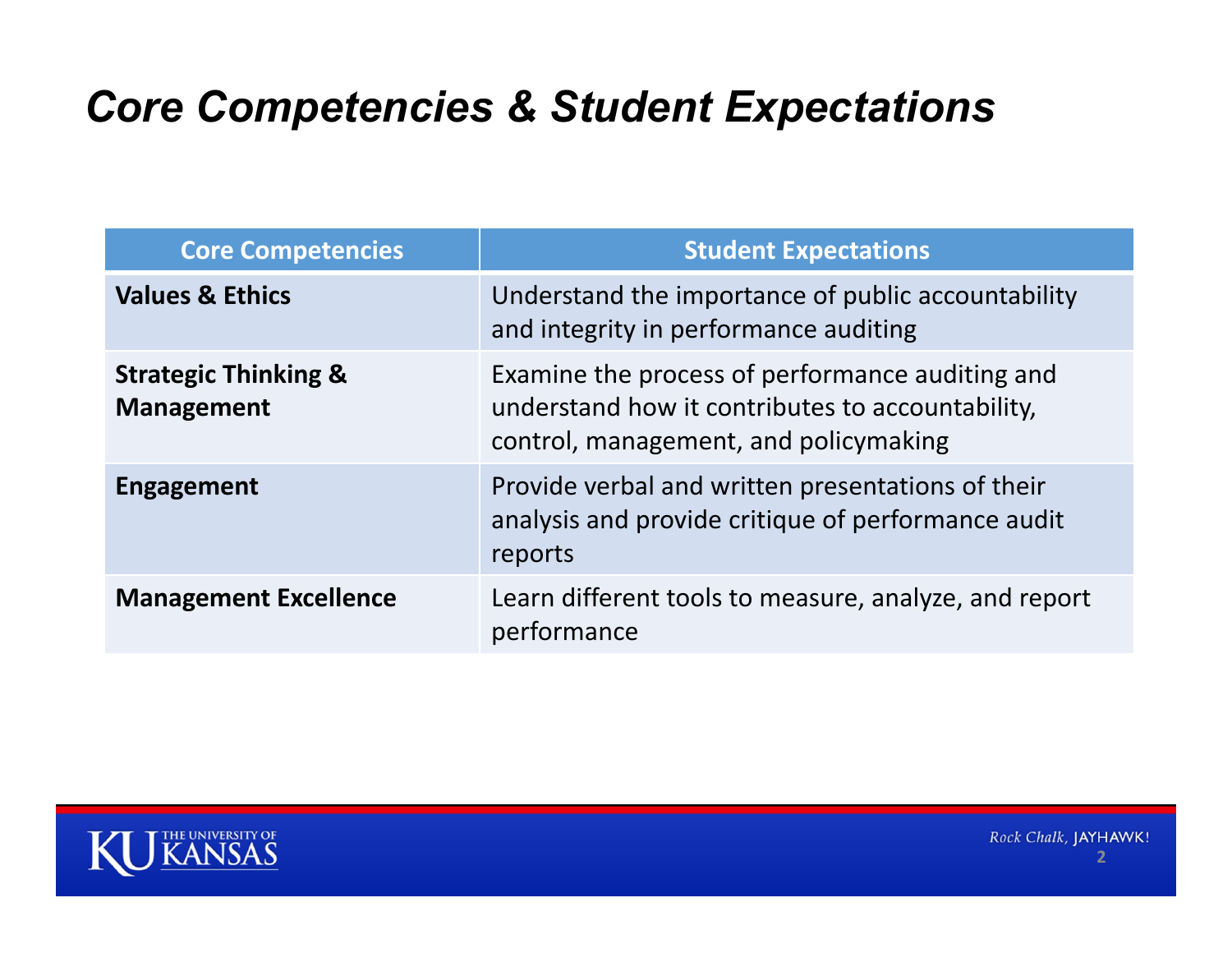# *Core Competencies & Student Expectations*

| Core Competencies | Student Expectations |
| --- | --- |
| **Values & Ethics** | Understand the importance of public accountability and integrity in performance auditing |
| **Strategic Thinking & Management** | Examine the process of performance auditing and understand how it contributes to accountability, control, management, and policymaking |
| **Engagement** | Provide verbal and written presentations of their analysis and provide critique of performance audit reports |
| **Management Excellence** | Learn different tools to measure, analyze, and report performance |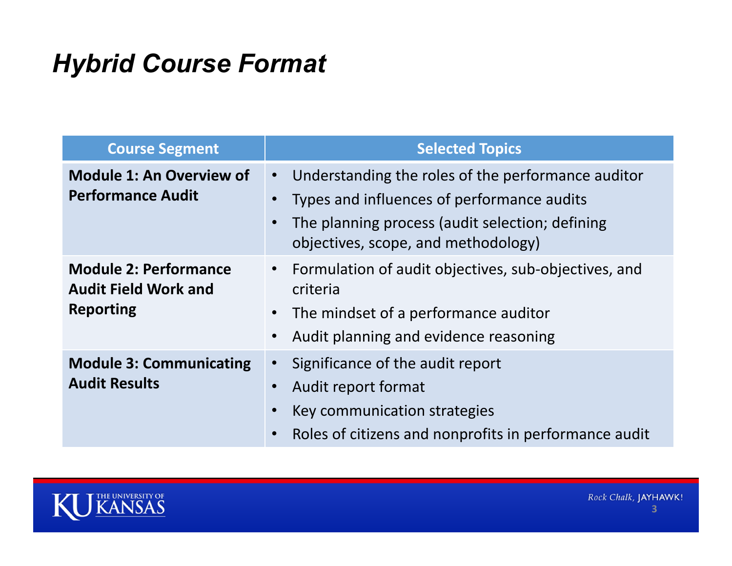# *Hybrid Course Format*

| Course Segment | Selected Topics |
|---|---|
| **Module 1: An Overview of Performance Audit** | • Understanding the roles of the performance auditor<br>• Types and influences of performance audits<br>• The planning process (audit selection; defining objectives, scope, and methodology) |
| **Module 2: Performance Audit Field Work and Reporting** | • Formulation of audit objectives, sub-objectives, and criteria<br>• The mindset of a performance auditor<br>• Audit planning and evidence reasoning |
| **Module 3: Communicating Audit Results** | • Significance of the audit report<br>• Audit report format<br>• Key communication strategies<br>• Roles of citizens and nonprofits in performance audit |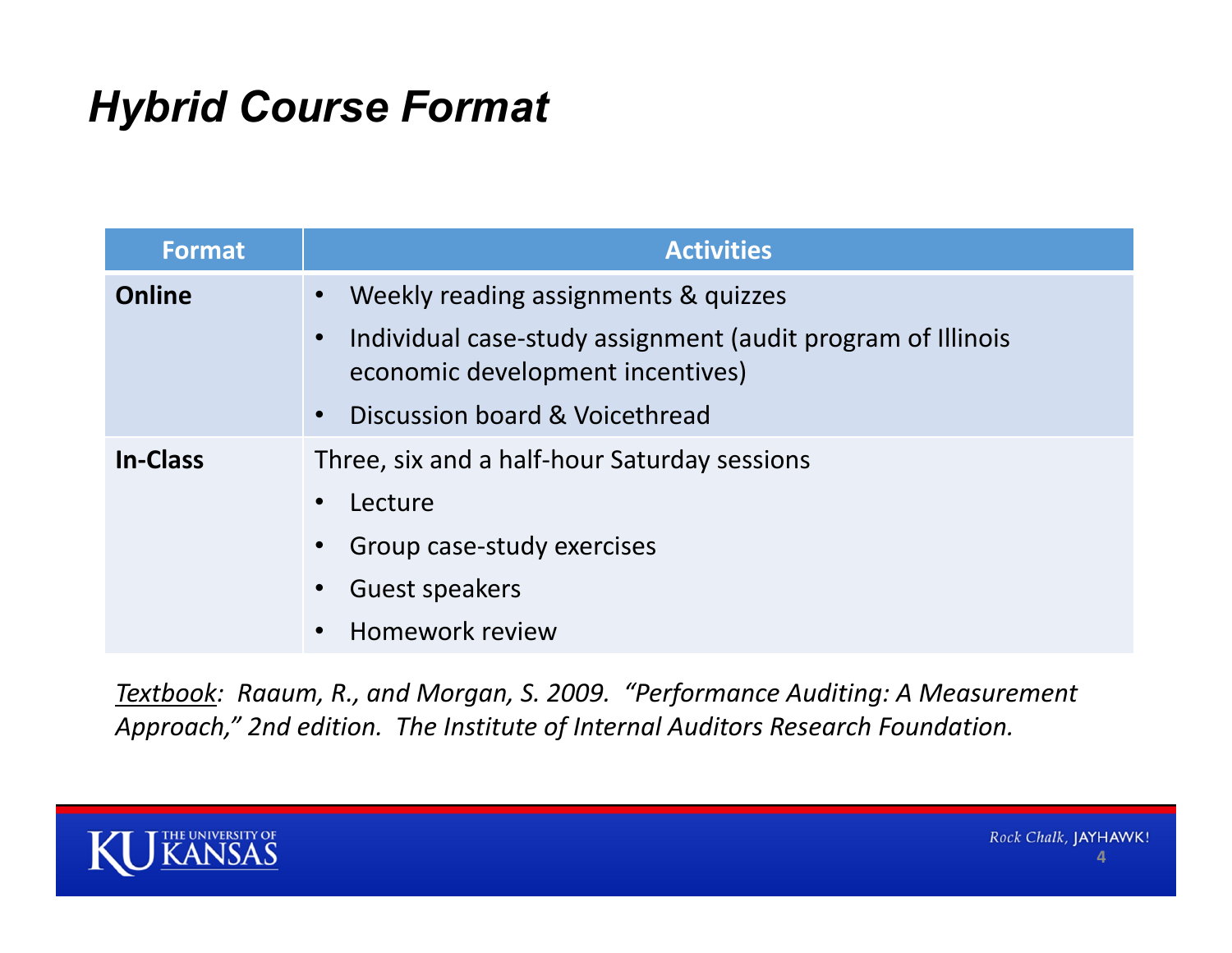# *Hybrid Course Format*

| Format | Activities |
|---|---|
| **Online** | • Weekly reading assignments & quizzes<br>• Individual case-study assignment (audit program of Illinois economic development incentives)<br>• Discussion board & Voicethread |
| **In-Class** | Three, six and a half-hour Saturday sessions<br>• Lecture<br>• Group case-study exercises<br>• Guest speakers<br>• Homework review |

*Textbook: Raaum, R., and Morgan, S. 2009. "Performance Auditing: A Measurement Approach," 2nd edition. The Institute of Internal Auditors Research Foundation.*